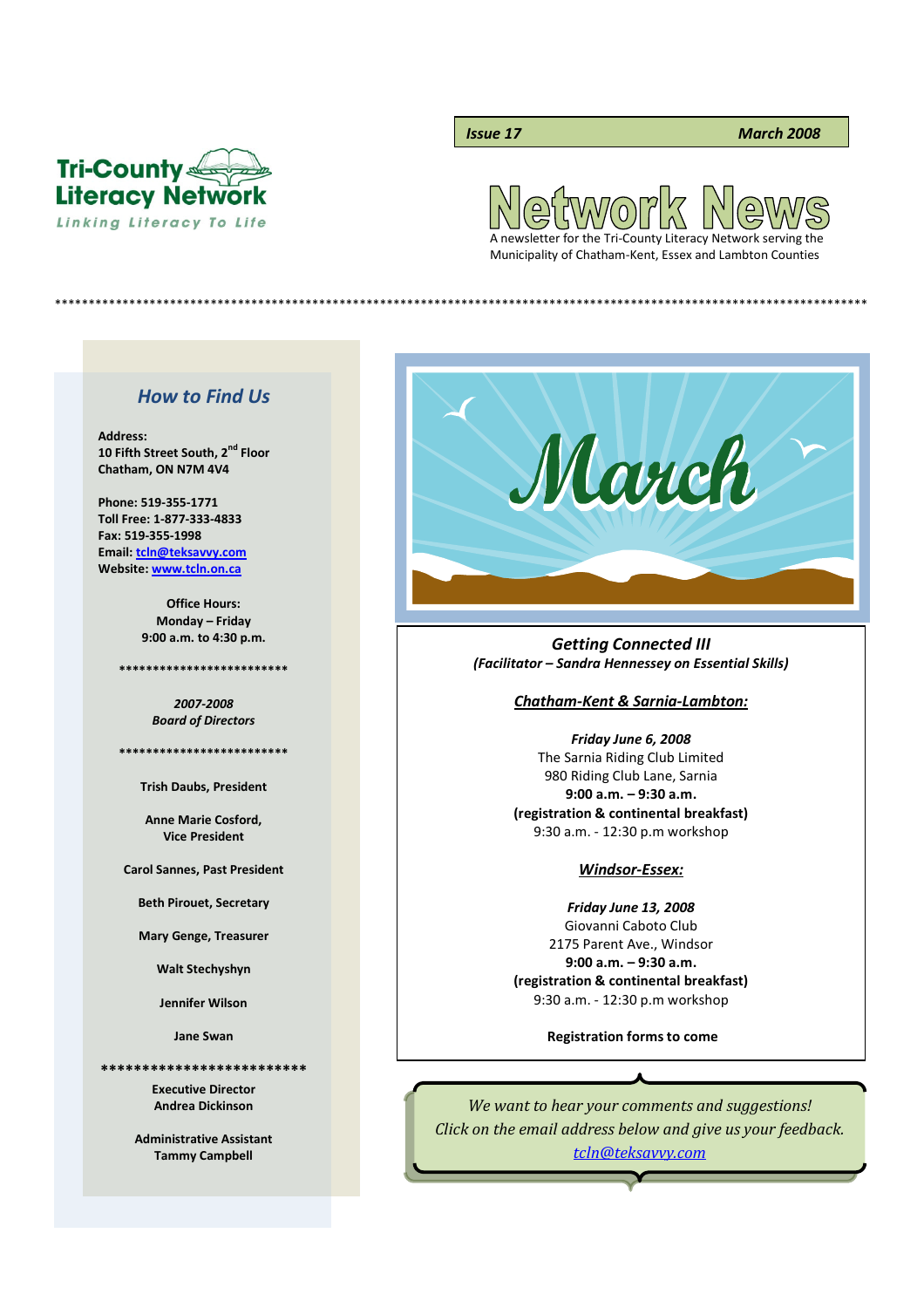**Issue 17** **March 2008**

**Tri-County Literacy Network**
*Linking Literacy To Life*

# Network News

A newsletter for the Tri-County Literacy Network serving the Municipality of Chatham-Kent, Essex and Lambton Counties

*****************************************************************************************************************************

## *How to Find Us*

**Address:**
**10 Fifth Street South, 2nd Floor**
**Chatham, ON N7M 4V4**

**Phone: 519-355-1771**
**Toll Free: 1-877-333-4833**
**Fax: 519-355-1998**
**Email: tcln@teksavvy.com**
**Website: www.tcln.on.ca**

**Office Hours:**
**Monday – Friday**
**9:00 a.m. to 4:30 p.m.**

*************************

***2007-2008***
***Board of Directors***

*************************

**Trish Daubs, President**

**Anne Marie Cosford, Vice President**

**Carol Sannes, Past President**

**Beth Pirouet, Secretary**

**Mary Genge, Treasurer**

**Walt Stechyshyn**

**Jennifer Wilson**

**Jane Swan**

*************************

**Executive Director**
**Andrea Dickinson**

**Administrative Assistant**
**Tammy Campbell**

March

## *Getting Connected III*

***(Facilitator – Sandra Hennessey on Essential Skills)***

***Chatham-Kent & Sarnia-Lambton:***

***Friday June 6, 2008***
The Sarnia Riding Club Limited
980 Riding Club Lane, Sarnia
**9:00 a.m. – 9:30 a.m.**
**(registration & continental breakfast)**
9:30 a.m. - 12:30 p.m workshop

***Windsor-Essex:***

***Friday June 13, 2008***
Giovanni Caboto Club
2175 Parent Ave., Windsor
**9:00 a.m. – 9:30 a.m.**
**(registration & continental breakfast)**
9:30 a.m. - 12:30 p.m workshop

**Registration forms to come**

*We want to hear your comments and suggestions!*
*Click on the email address below and give us your feedback.*
*tcln@teksavvy.com*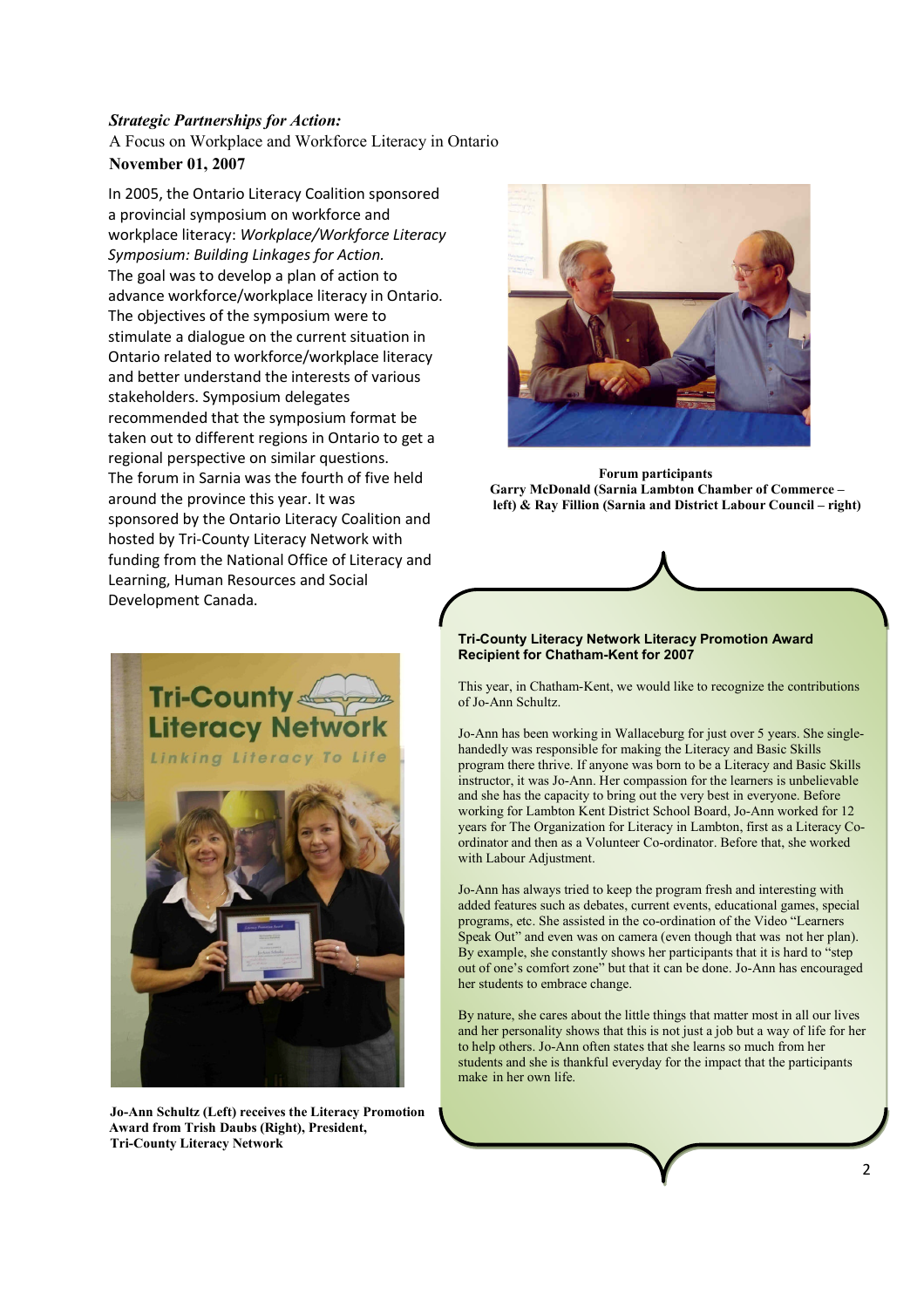***Strategic Partnerships for Action:***

A Focus on Workplace and Workforce Literacy in Ontario

**November 01, 2007**

In 2005, the Ontario Literacy Coalition sponsored a provincial symposium on workforce and workplace literacy: *Workplace/Workforce Literacy Symposium: Building Linkages for Action.* The goal was to develop a plan of action to advance workforce/workplace literacy in Ontario. The objectives of the symposium were to stimulate a dialogue on the current situation in Ontario related to workforce/workplace literacy and better understand the interests of various stakeholders. Symposium delegates recommended that the symposium format be taken out to different regions in Ontario to get a regional perspective on similar questions. The forum in Sarnia was the fourth of five held around the province this year. It was sponsored by the Ontario Literacy Coalition and hosted by Tri-County Literacy Network with funding from the National Office of Literacy and Learning, Human Resources and Social Development Canada.

**Forum participants**
**Garry McDonald (Sarnia Lambton Chamber of Commerce – left) & Ray Fillion (Sarnia and District Labour Council – right)**

**Jo-Ann Schultz (Left) receives the Literacy Promotion Award from Trish Daubs (Right), President, Tri-County Literacy Network**

### Tri-County Literacy Network Literacy Promotion Award Recipient for Chatham-Kent for 2007

This year, in Chatham-Kent, we would like to recognize the contributions of Jo-Ann Schultz.

Jo-Ann has been working in Wallaceburg for just over 5 years. She single-handedly was responsible for making the Literacy and Basic Skills program there thrive. If anyone was born to be a Literacy and Basic Skills instructor, it was Jo-Ann. Her compassion for the learners is unbelievable and she has the capacity to bring out the very best in everyone. Before working for Lambton Kent District School Board, Jo-Ann worked for 12 years for The Organization for Literacy in Lambton, first as a Literacy Co-ordinator and then as a Volunteer Co-ordinator. Before that, she worked with Labour Adjustment.

Jo-Ann has always tried to keep the program fresh and interesting with added features such as debates, current events, educational games, special programs, etc. She assisted in the co-ordination of the Video "Learners Speak Out" and even was on camera (even though that was not her plan). By example, she constantly shows her participants that it is hard to "step out of one's comfort zone" but that it can be done. Jo-Ann has encouraged her students to embrace change.

By nature, she cares about the little things that matter most in all our lives and her personality shows that this is not just a job but a way of life for her to help others. Jo-Ann often states that she learns so much from her students and she is thankful everyday for the impact that the participants make in her own life.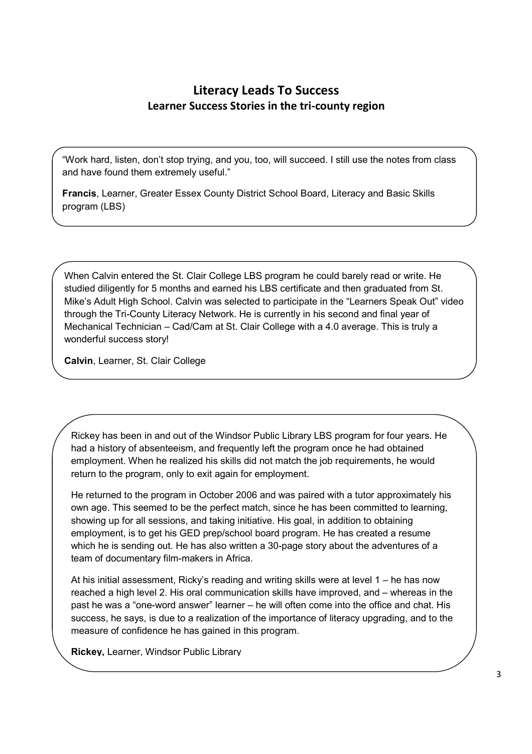# Literacy Leads To Success

## Learner Success Stories in the tri-county region

"Work hard, listen, don't stop trying, and you, too, will succeed. I still use the notes from class and have found them extremely useful."

**Francis**, Learner, Greater Essex County District School Board, Literacy and Basic Skills program (LBS)

When Calvin entered the St. Clair College LBS program he could barely read or write. He studied diligently for 5 months and earned his LBS certificate and then graduated from St. Mike's Adult High School. Calvin was selected to participate in the "Learners Speak Out" video through the Tri-County Literacy Network. He is currently in his second and final year of Mechanical Technician – Cad/Cam at St. Clair College with a 4.0 average. This is truly a wonderful success story!

**Calvin**, Learner, St. Clair College

Rickey has been in and out of the Windsor Public Library LBS program for four years. He had a history of absenteeism, and frequently left the program once he had obtained employment. When he realized his skills did not match the job requirements, he would return to the program, only to exit again for employment.

He returned to the program in October 2006 and was paired with a tutor approximately his own age. This seemed to be the perfect match, since he has been committed to learning, showing up for all sessions, and taking initiative. His goal, in addition to obtaining employment, is to get his GED prep/school board program. He has created a resume which he is sending out. He has also written a 30-page story about the adventures of a team of documentary film-makers in Africa.

At his initial assessment, Ricky's reading and writing skills were at level 1 – he has now reached a high level 2. His oral communication skills have improved, and – whereas in the past he was a "one-word answer" learner – he will often come into the office and chat. His success, he says, is due to a realization of the importance of literacy upgrading, and to the measure of confidence he has gained in this program.

**Rickey,** Learner, Windsor Public Library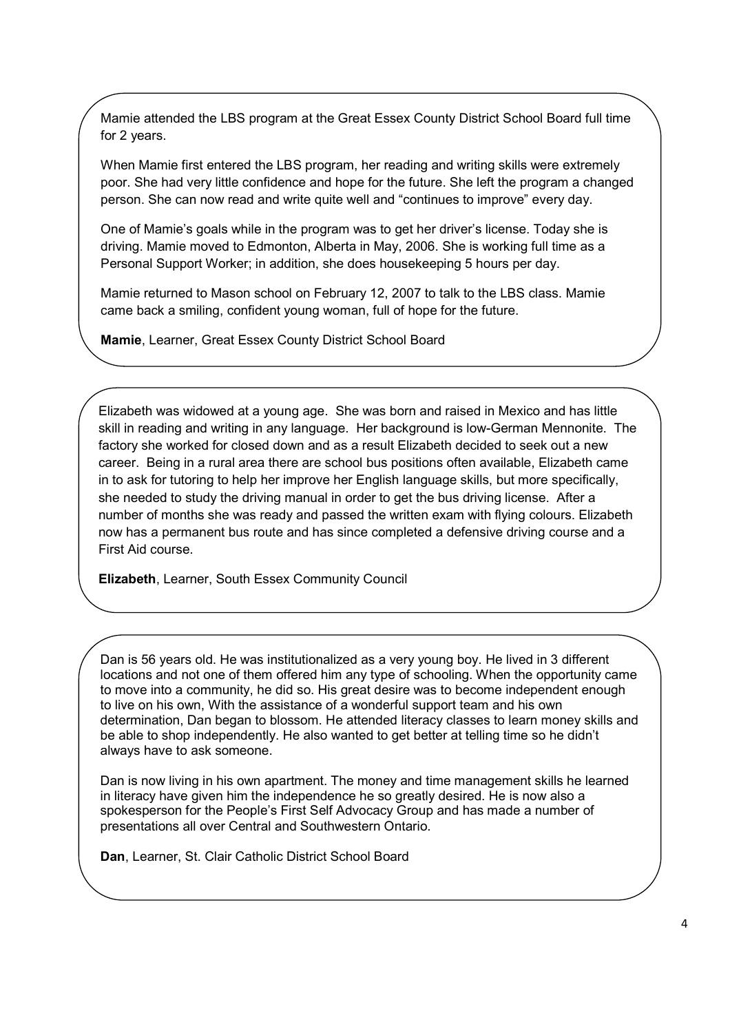Mamie attended the LBS program at the Great Essex County District School Board full time for 2 years.

When Mamie first entered the LBS program, her reading and writing skills were extremely poor. She had very little confidence and hope for the future. She left the program a changed person. She can now read and write quite well and "continues to improve" every day.

One of Mamie's goals while in the program was to get her driver's license. Today she is driving. Mamie moved to Edmonton, Alberta in May, 2006. She is working full time as a Personal Support Worker; in addition, she does housekeeping 5 hours per day.

Mamie returned to Mason school on February 12, 2007 to talk to the LBS class. Mamie came back a smiling, confident young woman, full of hope for the future.

**Mamie**, Learner, Great Essex County District School Board

---

Elizabeth was widowed at a young age. She was born and raised in Mexico and has little skill in reading and writing in any language. Her background is low-German Mennonite. The factory she worked for closed down and as a result Elizabeth decided to seek out a new career. Being in a rural area there are school bus positions often available, Elizabeth came in to ask for tutoring to help her improve her English language skills, but more specifically, she needed to study the driving manual in order to get the bus driving license. After a number of months she was ready and passed the written exam with flying colours. Elizabeth now has a permanent bus route and has since completed a defensive driving course and a First Aid course.

**Elizabeth**, Learner, South Essex Community Council

---

Dan is 56 years old. He was institutionalized as a very young boy. He lived in 3 different locations and not one of them offered him any type of schooling. When the opportunity came to move into a community, he did so. His great desire was to become independent enough to live on his own, With the assistance of a wonderful support team and his own determination, Dan began to blossom. He attended literacy classes to learn money skills and be able to shop independently. He also wanted to get better at telling time so he didn't always have to ask someone.

Dan is now living in his own apartment. The money and time management skills he learned in literacy have given him the independence he so greatly desired. He is now also a spokesperson for the People's First Self Advocacy Group and has made a number of presentations all over Central and Southwestern Ontario.

**Dan**, Learner, St. Clair Catholic District School Board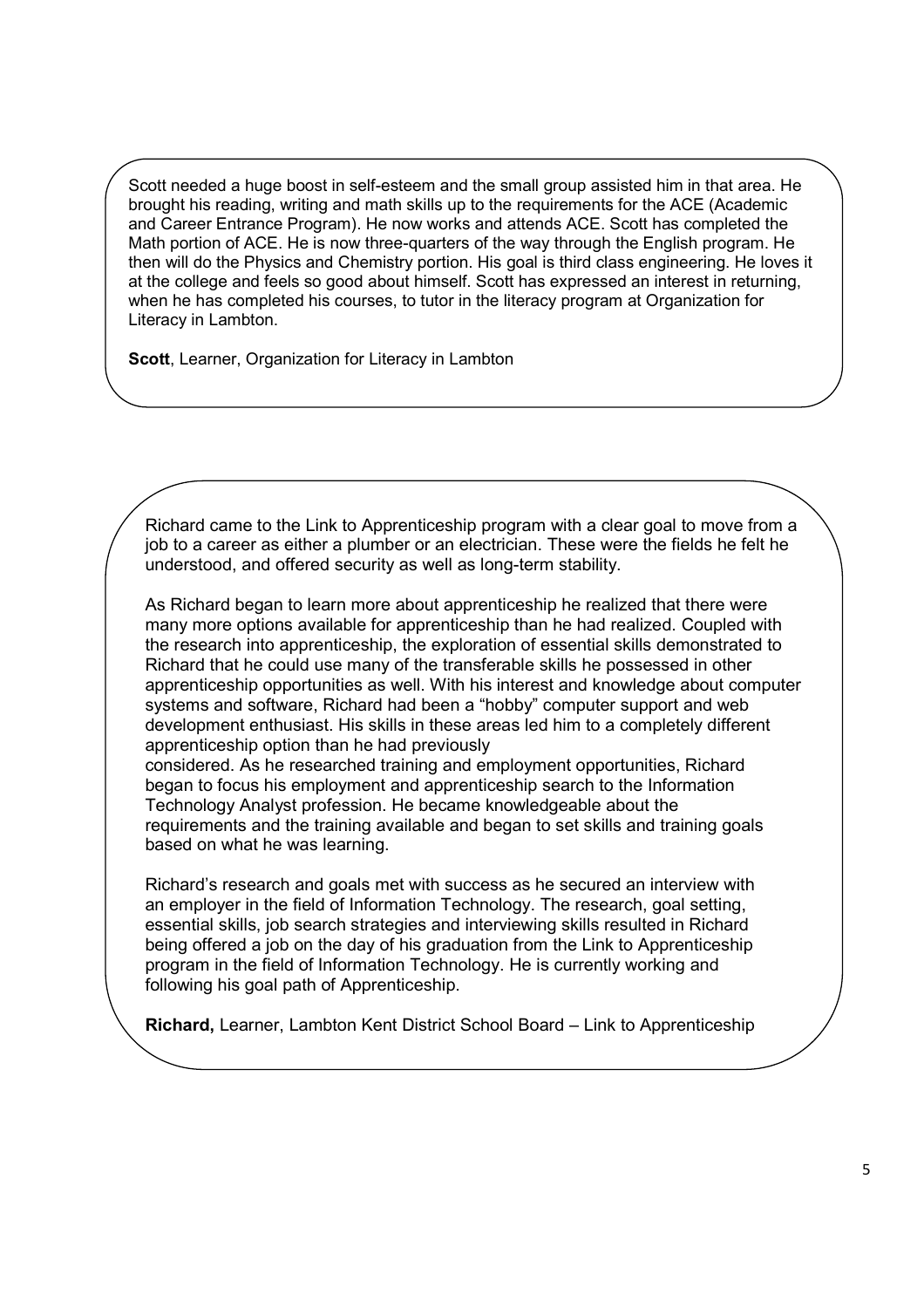Scott needed a huge boost in self-esteem and the small group assisted him in that area. He brought his reading, writing and math skills up to the requirements for the ACE (Academic and Career Entrance Program). He now works and attends ACE. Scott has completed the Math portion of ACE. He is now three-quarters of the way through the English program. He then will do the Physics and Chemistry portion. His goal is third class engineering. He loves it at the college and feels so good about himself. Scott has expressed an interest in returning, when he has completed his courses, to tutor in the literacy program at Organization for Literacy in Lambton.

**Scott**, Learner, Organization for Literacy in Lambton

Richard came to the Link to Apprenticeship program with a clear goal to move from a job to a career as either a plumber or an electrician. These were the fields he felt he understood, and offered security as well as long-term stability.

As Richard began to learn more about apprenticeship he realized that there were many more options available for apprenticeship than he had realized. Coupled with the research into apprenticeship, the exploration of essential skills demonstrated to Richard that he could use many of the transferable skills he possessed in other apprenticeship opportunities as well. With his interest and knowledge about computer systems and software, Richard had been a "hobby" computer support and web development enthusiast. His skills in these areas led him to a completely different apprenticeship option than he had previously considered. As he researched training and employment opportunities, Richard began to focus his employment and apprenticeship search to the Information Technology Analyst profession. He became knowledgeable about the requirements and the training available and began to set skills and training goals based on what he was learning.

Richard's research and goals met with success as he secured an interview with an employer in the field of Information Technology. The research, goal setting, essential skills, job search strategies and interviewing skills resulted in Richard being offered a job on the day of his graduation from the Link to Apprenticeship program in the field of Information Technology. He is currently working and following his goal path of Apprenticeship.

**Richard,** Learner, Lambton Kent District School Board – Link to Apprenticeship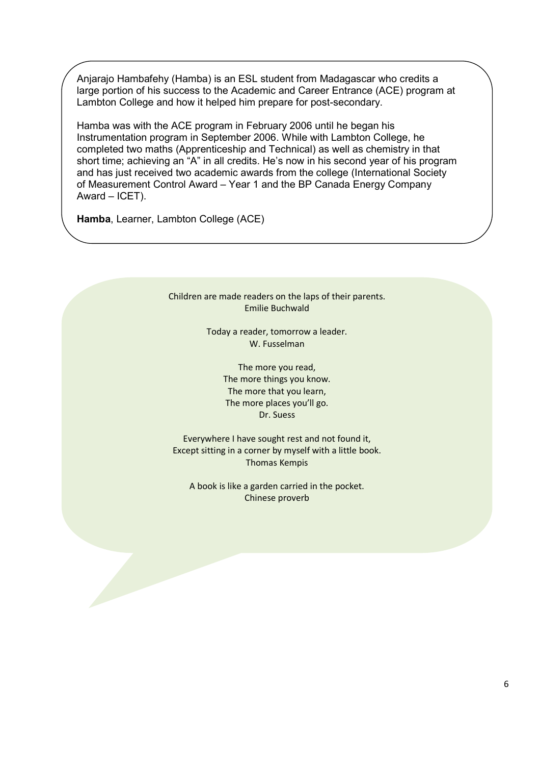Anjarajo Hambafehy (Hamba) is an ESL student from Madagascar who credits a large portion of his success to the Academic and Career Entrance (ACE) program at Lambton College and how it helped him prepare for post-secondary.

Hamba was with the ACE program in February 2006 until he began his Instrumentation program in September 2006. While with Lambton College, he completed two maths (Apprenticeship and Technical) as well as chemistry in that short time; achieving an "A" in all credits. He's now in his second year of his program and has just received two academic awards from the college (International Society of Measurement Control Award – Year 1 and the BP Canada Energy Company Award – ICET).

**Hamba**, Learner, Lambton College (ACE)

Children are made readers on the laps of their parents.
Emilie Buchwald

Today a reader, tomorrow a leader.
W. Fusselman

The more you read,
The more things you know.
The more that you learn,
The more places you'll go.
Dr. Suess

Everywhere I have sought rest and not found it,
Except sitting in a corner by myself with a little book.
Thomas Kempis

A book is like a garden carried in the pocket.
Chinese proverb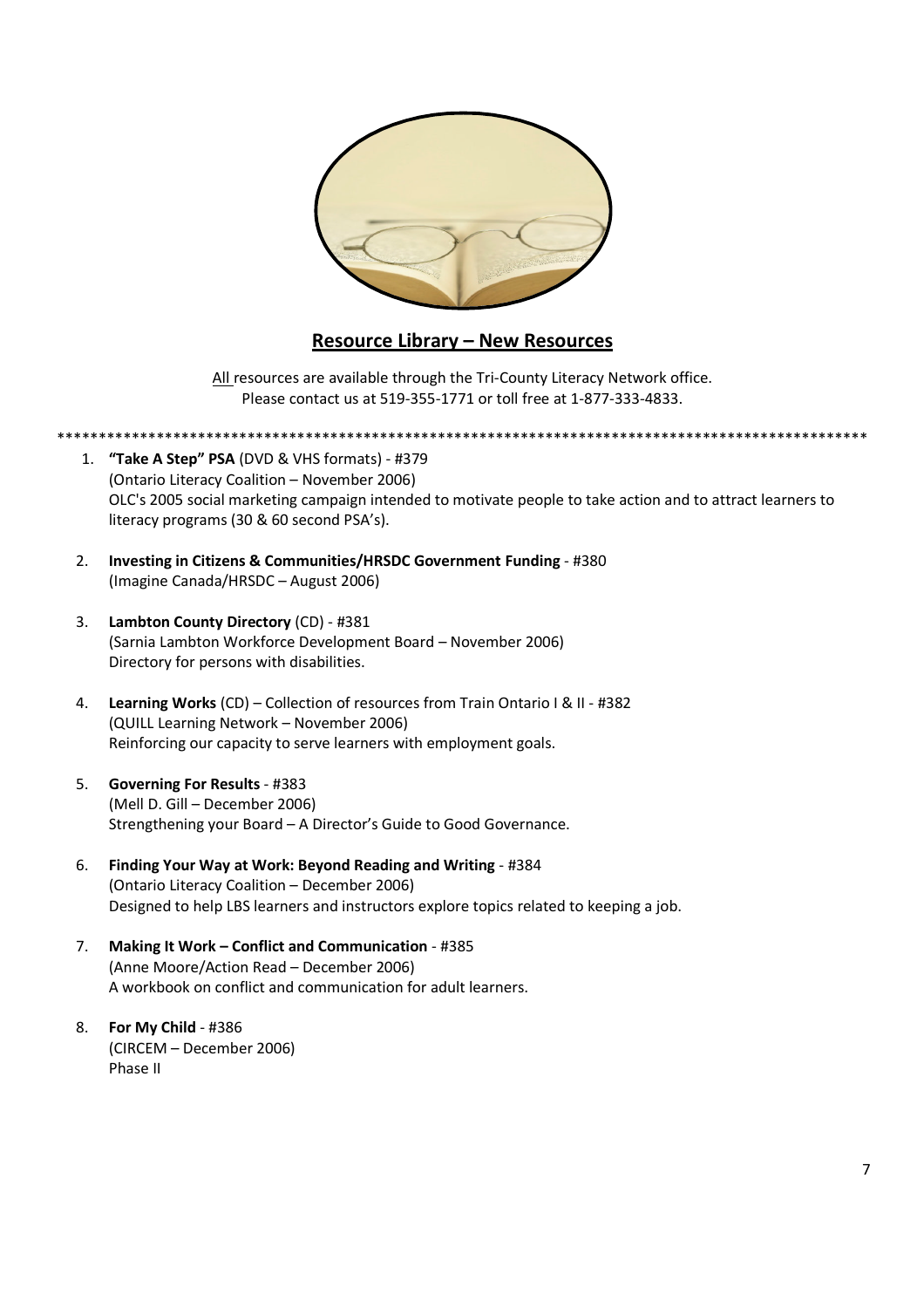## Resource Library – New Resources

All resources are available through the Tri-County Literacy Network office.
Please contact us at 519-355-1771 or toll free at 1-877-333-4833.

****************************************************************************************************

1. **"Take A Step" PSA** (DVD & VHS formats) - #379
   (Ontario Literacy Coalition – November 2006)
   OLC's 2005 social marketing campaign intended to motivate people to take action and to attract learners to literacy programs (30 & 60 second PSA's).

2. **Investing in Citizens & Communities/HRSDC Government Funding** - #380
   (Imagine Canada/HRSDC – August 2006)

3. **Lambton County Directory** (CD) - #381
   (Sarnia Lambton Workforce Development Board – November 2006)
   Directory for persons with disabilities.

4. **Learning Works** (CD) – Collection of resources from Train Ontario I & II - #382
   (QUILL Learning Network – November 2006)
   Reinforcing our capacity to serve learners with employment goals.

5. **Governing For Results** - #383
   (Mell D. Gill – December 2006)
   Strengthening your Board – A Director's Guide to Good Governance.

6. **Finding Your Way at Work: Beyond Reading and Writing** - #384
   (Ontario Literacy Coalition – December 2006)
   Designed to help LBS learners and instructors explore topics related to keeping a job.

7. **Making It Work – Conflict and Communication** - #385
   (Anne Moore/Action Read – December 2006)
   A workbook on conflict and communication for adult learners.

8. **For My Child** - #386
   (CIRCEM – December 2006)
   Phase II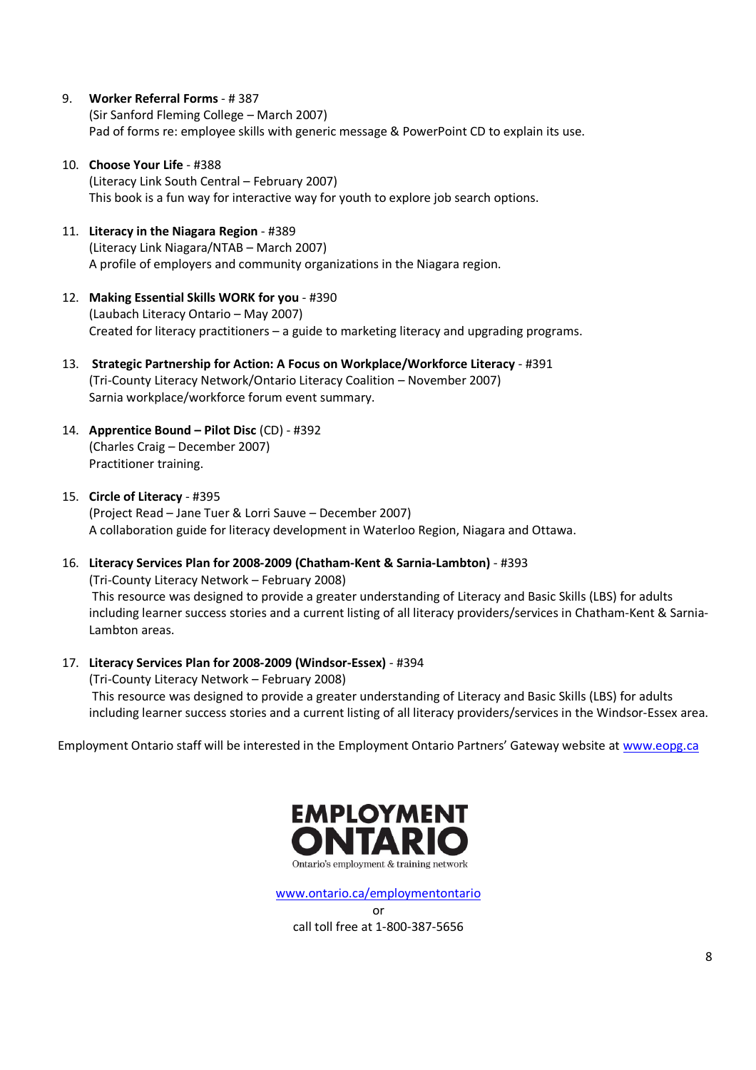9. **Worker Referral Forms** - # 387
   (Sir Sanford Fleming College – March 2007)
   Pad of forms re: employee skills with generic message & PowerPoint CD to explain its use.

10. **Choose Your Life** - #388
    (Literacy Link South Central – February 2007)
    This book is a fun way for interactive way for youth to explore job search options.

11. **Literacy in the Niagara Region** - #389
    (Literacy Link Niagara/NTAB – March 2007)
    A profile of employers and community organizations in the Niagara region.

12. **Making Essential Skills WORK for you** - #390
    (Laubach Literacy Ontario – May 2007)
    Created for literacy practitioners – a guide to marketing literacy and upgrading programs.

13. **Strategic Partnership for Action: A Focus on Workplace/Workforce Literacy** - #391
    (Tri-County Literacy Network/Ontario Literacy Coalition – November 2007)
    Sarnia workplace/workforce forum event summary.

14. **Apprentice Bound – Pilot Disc** (CD) - #392
    (Charles Craig – December 2007)
    Practitioner training.

15. **Circle of Literacy** - #395
    (Project Read – Jane Tuer & Lorri Sauve – December 2007)
    A collaboration guide for literacy development in Waterloo Region, Niagara and Ottawa.

16. **Literacy Services Plan for 2008-2009 (Chatham-Kent & Sarnia-Lambton)** - #393
    (Tri-County Literacy Network – February 2008)
    This resource was designed to provide a greater understanding of Literacy and Basic Skills (LBS) for adults including learner success stories and a current listing of all literacy providers/services in Chatham-Kent & Sarnia-Lambton areas.

17. **Literacy Services Plan for 2008-2009 (Windsor-Essex)** - #394
    (Tri-County Literacy Network – February 2008)
    This resource was designed to provide a greater understanding of Literacy and Basic Skills (LBS) for adults including learner success stories and a current listing of all literacy providers/services in the Windsor-Essex area.

Employment Ontario staff will be interested in the Employment Ontario Partners' Gateway website at [www.eopg.ca](http://www.eopg.ca)

**EMPLOYMENT ONTARIO**
Ontario's employment & training network

[www.ontario.ca/employmentontario](http://www.ontario.ca/employmentontario)
or
call toll free at 1-800-387-5656